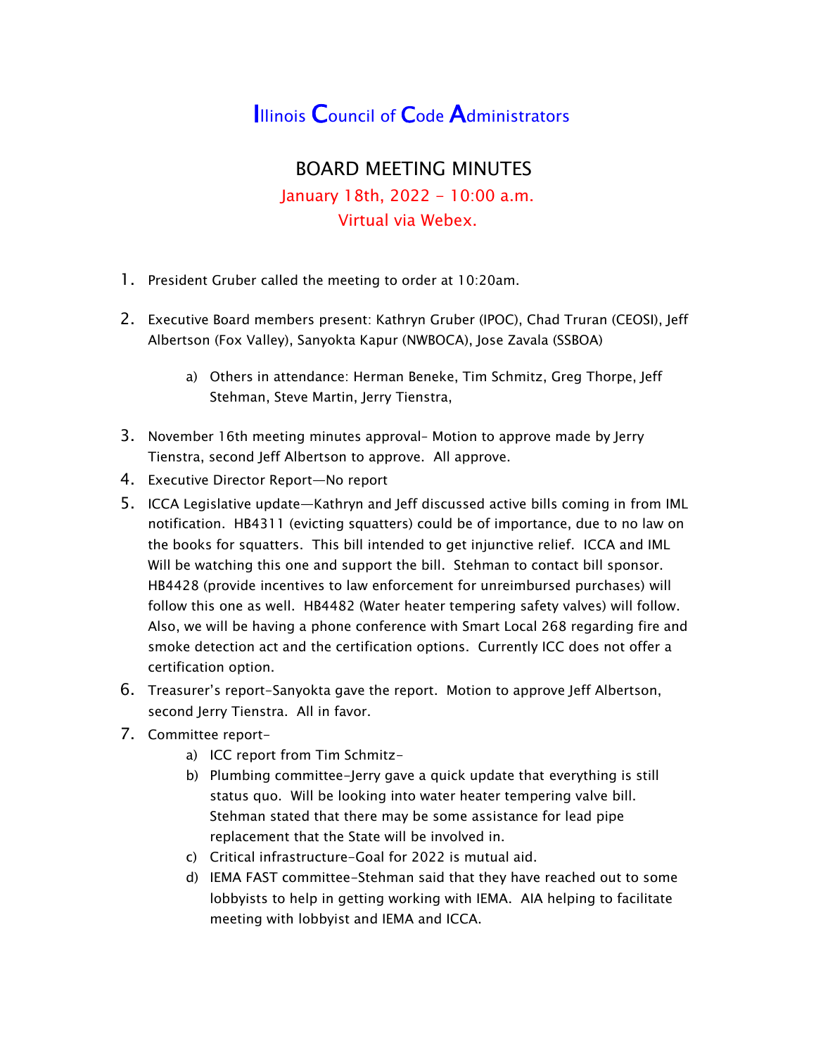# Illinois Council of Code Administrators

## BOARD MEETING MINUTES

January 18th, 2022 – 10:00 a.m.
Virtual via Webex.

1. President Gruber called the meeting to order at 10:20am.

2. Executive Board members present: Kathryn Gruber (IPOC), Chad Truran (CEOSI), Jeff Albertson (Fox Valley), Sanyokta Kapur (NWBOCA), Jose Zavala (SSBOA)

   a) Others in attendance: Herman Beneke, Tim Schmitz, Greg Thorpe, Jeff Stehman, Steve Martin, Jerry Tienstra,

3. November 16th meeting minutes approval- Motion to approve made by Jerry Tienstra, second Jeff Albertson to approve. All approve.

4. Executive Director Report—No report

5. ICCA Legislative update—Kathryn and Jeff discussed active bills coming in from IML notification. HB4311 (evicting squatters) could be of importance, due to no law on the books for squatters. This bill intended to get injunctive relief. ICCA and IML Will be watching this one and support the bill. Stehman to contact bill sponsor. HB4428 (provide incentives to law enforcement for unreimbursed purchases) will follow this one as well. HB4482 (Water heater tempering safety valves) will follow. Also, we will be having a phone conference with Smart Local 268 regarding fire and smoke detection act and the certification options. Currently ICC does not offer a certification option.

6. Treasurer's report-Sanyokta gave the report. Motion to approve Jeff Albertson, second Jerry Tienstra. All in favor.

7. Committee report-

   a) ICC report from Tim Schmitz-
   b) Plumbing committee-Jerry gave a quick update that everything is still status quo. Will be looking into water heater tempering valve bill. Stehman stated that there may be some assistance for lead pipe replacement that the State will be involved in.
   c) Critical infrastructure-Goal for 2022 is mutual aid.
   d) IEMA FAST committee-Stehman said that they have reached out to some lobbyists to help in getting working with IEMA. AIA helping to facilitate meeting with lobbyist and IEMA and ICCA.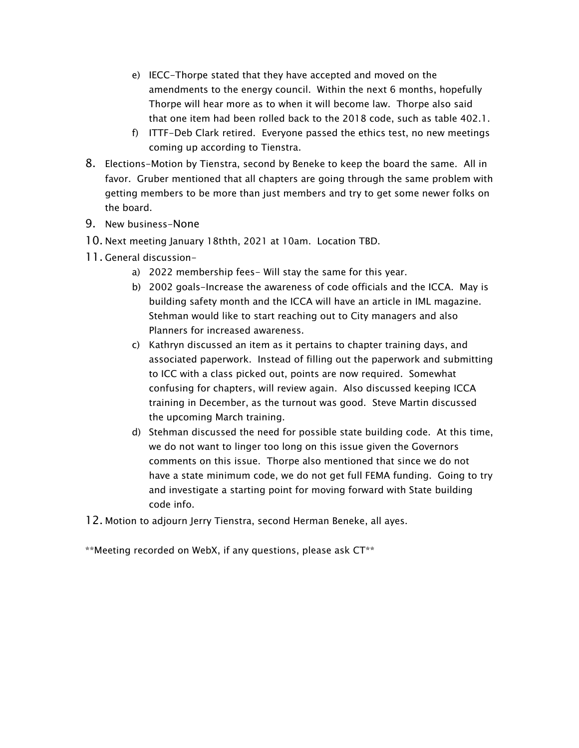e) IECC-Thorpe stated that they have accepted and moved on the amendments to the energy council. Within the next 6 months, hopefully Thorpe will hear more as to when it will become law. Thorpe also said that one item had been rolled back to the 2018 code, such as table 402.1.
   f) ITTF-Deb Clark retired. Everyone passed the ethics test, no new meetings coming up according to Tienstra.

8. Elections-Motion by Tienstra, second by Beneke to keep the board the same. All in favor. Gruber mentioned that all chapters are going through the same problem with getting members to be more than just members and try to get some newer folks on the board.
9. New business-None
10. Next meeting January 18thth, 2021 at 10am. Location TBD.
11. General discussion-
    a) 2022 membership fees- Will stay the same for this year.
    b) 2002 goals-Increase the awareness of code officials and the ICCA. May is building safety month and the ICCA will have an article in IML magazine. Stehman would like to start reaching out to City managers and also Planners for increased awareness.
    c) Kathryn discussed an item as it pertains to chapter training days, and associated paperwork. Instead of filling out the paperwork and submitting to ICC with a class picked out, points are now required. Somewhat confusing for chapters, will review again. Also discussed keeping ICCA training in December, as the turnout was good. Steve Martin discussed the upcoming March training.
    d) Stehman discussed the need for possible state building code. At this time, we do not want to linger too long on this issue given the Governors comments on this issue. Thorpe also mentioned that since we do not have a state minimum code, we do not get full FEMA funding. Going to try and investigate a starting point for moving forward with State building code info.
12. Motion to adjourn Jerry Tienstra, second Herman Beneke, all ayes.

**Meeting recorded on WebX, if any questions, please ask CT**